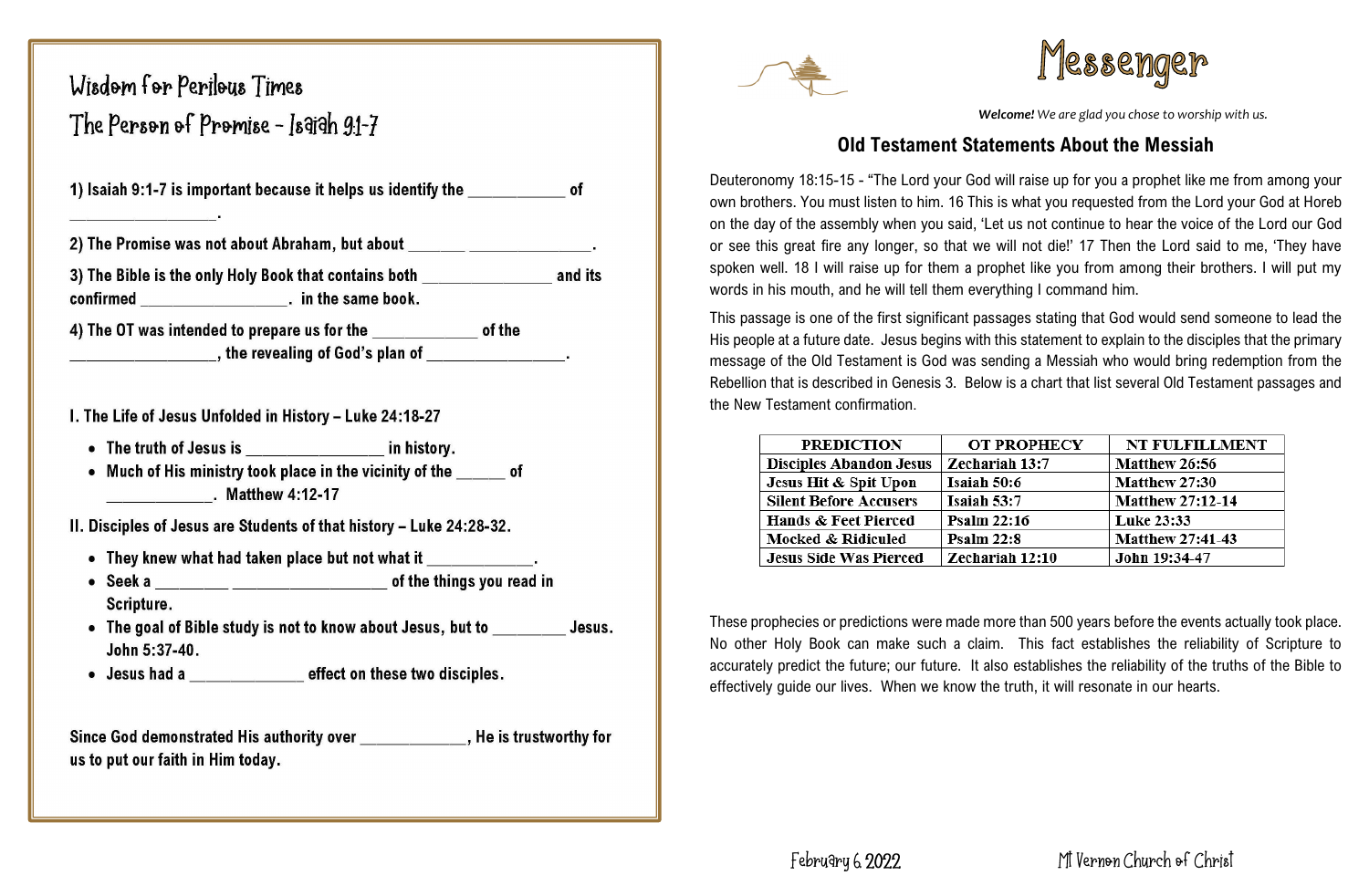# Wisdom for Perilous Times

## The Person of Promise - Isaiah 9:1-7

**1) Isaiah 9:1-7 is important because it helps us identify the ___________ of _________________.**

**2) The Promise was not about Abraham, but about _______ ______________.**

**3) The Bible is the only Holy Book that contains both _______________ and its confirmed _________________. in the same book.**

**4) The OT was intended to prepare us for the ____________ of the _________________, the revealing of God's plan of ________________.**

### I. The Life of Jesus Unfolded in History – Luke 24:18-27

- **The truth of Jesus is _______________ in history.**
- **Much of His ministry took place in the vicinity of the ______ of ____________. Matthew 4:12-17**

### II. Disciples of Jesus are Students of that history – Luke 24:28-32.

- **They knew what had taken place but not what it ____________.**
- **Seek a ________ __________________ of the things you read in Scripture.**
- **The goal of Bible study is not to know about Jesus, but to ________ Jesus. John 5:37-40.**
- **Jesus had a _____________ effect on these two disciples.**

**Since God demonstrated His authority over ____________, He is trustworthy for us to put our faith in Him today.**

# Messenger

***Welcome!*** *We are glad you chose to worship with us.*

## Old Testament Statements About the Messiah

Deuteronomy 18:15-15 - "The Lord your God will raise up for you a prophet like me from among your own brothers. You must listen to him. 16 This is what you requested from the Lord your God at Horeb on the day of the assembly when you said, 'Let us not continue to hear the voice of the Lord our God or see this great fire any longer, so that we will not die!' 17 Then the Lord said to me, 'They have spoken well. 18 I will raise up for them a prophet like you from among their brothers. I will put my words in his mouth, and he will tell them everything I command him.

This passage is one of the first significant passages stating that God would send someone to lead the His people at a future date. Jesus begins with this statement to explain to the disciples that the primary message of the Old Testament is God was sending a Messiah who would bring redemption from the Rebellion that is described in Genesis 3. Below is a chart that list several Old Testament passages and the New Testament confirmation.

| PREDICTION | OT PROPHECY | NT FULFILLMENT |
|---|---|---|
| Disciples Abandon Jesus | Zechariah 13:7 | Matthew 26:56 |
| Jesus Hit & Spit Upon | Isaiah 50:6 | Matthew 27:30 |
| Silent Before Accusers | Isaiah 53:7 | Matthew 27:12-14 |
| Hands & Feet Pierced | Psalm 22:16 | Luke 23:33 |
| Mocked & Ridiculed | Psalm 22:8 | Matthew 27:41-43 |
| Jesus Side Was Pierced | Zechariah 12:10 | John 19:34-47 |

These prophecies or predictions were made more than 500 years before the events actually took place. No other Holy Book can make such a claim. This fact establishes the reliability of Scripture to accurately predict the future; our future. It also establishes the reliability of the truths of the Bible to effectively guide our lives. When we know the truth, it will resonate in our hearts.

February 6, 2022 Mt Vernon Church of Christ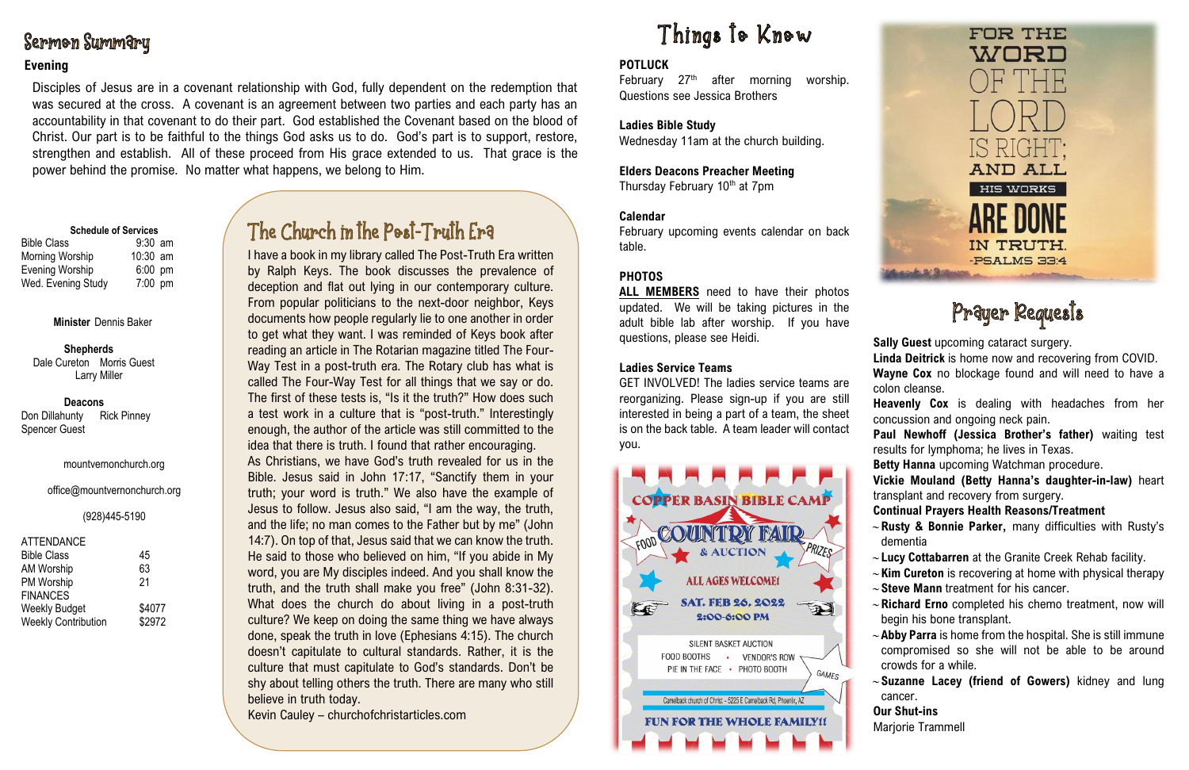## Sermon Summary

### Evening

Disciples of Jesus are in a covenant relationship with God, fully dependent on the redemption that was secured at the cross. A covenant is an agreement between two parties and each party has an accountability in that covenant to do their part. God established the Covenant based on the blood of Christ. Our part is to be faithful to the things God asks us to do. God's part is to support, restore, strengthen and establish. All of these proceed from His grace extended to us. That grace is the power behind the promise. No matter what happens, we belong to Him.

**Schedule of Services**

| | |
|---|---|
| Bible Class | 9:30 am |
| Morning Worship | 10:30 am |
| Evening Worship | 6:00 pm |
| Wed. Evening Study | 7:00 pm |

**Minister** Dennis Baker

**Shepherds**
Dale Cureton Morris Guest
Larry Miller

**Deacons**
Don Dillahunty Rick Pinney
Spencer Guest

mountvernonchurch.org

office@mountvernonchurch.org

(928)445-5190

| | |
|---|---|
| ATTENDANCE | |
| Bible Class | 45 |
| AM Worship | 63 |
| PM Worship | 21 |
| FINANCES | |
| Weekly Budget | $4077 |
| Weekly Contribution | $2972 |

## The Church in the Post-Truth Era

I have a book in my library called The Post-Truth Era written by Ralph Keys. The book discusses the prevalence of deception and flat out lying in our contemporary culture. From popular politicians to the next-door neighbor, Keys documents how people regularly lie to one another in order to get what they want. I was reminded of Keys book after reading an article in The Rotarian magazine titled The Four-Way Test in a post-truth era. The Rotary club has what is called The Four-Way Test for all things that we say or do. The first of these tests is, "Is it the truth?" How does such a test work in a culture that is "post-truth." Interestingly enough, the author of the article was still committed to the idea that there is truth. I found that rather encouraging.
As Christians, we have God's truth revealed for us in the Bible. Jesus said in John 17:17, "Sanctify them in your truth; your word is truth." We also have the example of Jesus to follow. Jesus also said, "I am the way, the truth, and the life; no man comes to the Father but by me" (John 14:7). On top of that, Jesus said that we can know the truth. He said to those who believed on him, "If you abide in My word, you are My disciples indeed. And you shall know the truth, and the truth shall make you free" (John 8:31-32). What does the church do about living in a post-truth culture? We keep on doing the same thing we have always done, speak the truth in love (Ephesians 4:15). The church doesn't capitulate to cultural standards. Rather, it is the culture that must capitulate to God's standards. Don't be shy about telling others the truth. There are many who still believe in truth today.
Kevin Cauley – churchofchristarticles.com

## Things to Know

**POTLUCK**
February 27th after morning worship. Questions see Jessica Brothers

**Ladies Bible Study**
Wednesday 11am at the church building.

**Elders Deacons Preacher Meeting**
Thursday February 10th at 7pm

**Calendar**
February upcoming events calendar on back table.

**PHOTOS**
**ALL MEMBERS** need to have their photos updated. We will be taking pictures in the adult bible lab after worship. If you have questions, please see Heidi.

**Ladies Service Teams**
GET INVOLVED! The ladies service teams are reorganizing. Please sign-up if you are still interested in being a part of a team, the sheet is on the back table. A team leader will contact you.

COPPER BASIN BIBLE CAMP
COUNTRY FAIR & AUCTION
FOOD PRIZES
ALL AGES WELCOME!
SAT. FEB 26, 2022
2:00-6:00 PM
SILENT BASKET AUCTION
FOOD BOOTHS • VENDOR'S ROW
PIE IN THE FACE • PHOTO BOOTH
GAMES
Camelback church of Christ - 5225 E Camelback Rd, Phoenix, AZ
FUN FOR THE WHOLE FAMILY!!

FOR THE WORD OF THE LORD IS RIGHT; AND ALL HIS WORKS ARE DONE IN TRUTH. -PSALMS 33:4

## Prayer Requests

**Sally Guest** upcoming cataract surgery.
**Linda Deitrick** is home now and recovering from COVID.
**Wayne Cox** no blockage found and will need to have a colon cleanse.
**Heavenly Cox** is dealing with headaches from her concussion and ongoing neck pain.
**Paul Newhoff (Jessica Brother's father)** waiting test results for lymphoma; he lives in Texas.
**Betty Hanna** upcoming Watchman procedure.
**Vickie Mouland (Betty Hanna's daughter-in-law)** heart transplant and recovery from surgery.
**Continual Prayers Health Reasons/Treatment**
- **Rusty & Bonnie Parker,** many difficulties with Rusty's dementia
- **Lucy Cottabarren** at the Granite Creek Rehab facility.
- **Kim Cureton** is recovering at home with physical therapy
- **Steve Mann** treatment for his cancer.
- **Richard Erno** completed his chemo treatment, now will begin his bone transplant.
- **Abby Parra** is home from the hospital. She is still immune compromised so she will not be able to be around crowds for a while.
- **Suzanne Lacey (friend of Gowers)** kidney and lung cancer.

**Our Shut-ins**
Marjorie Trammell